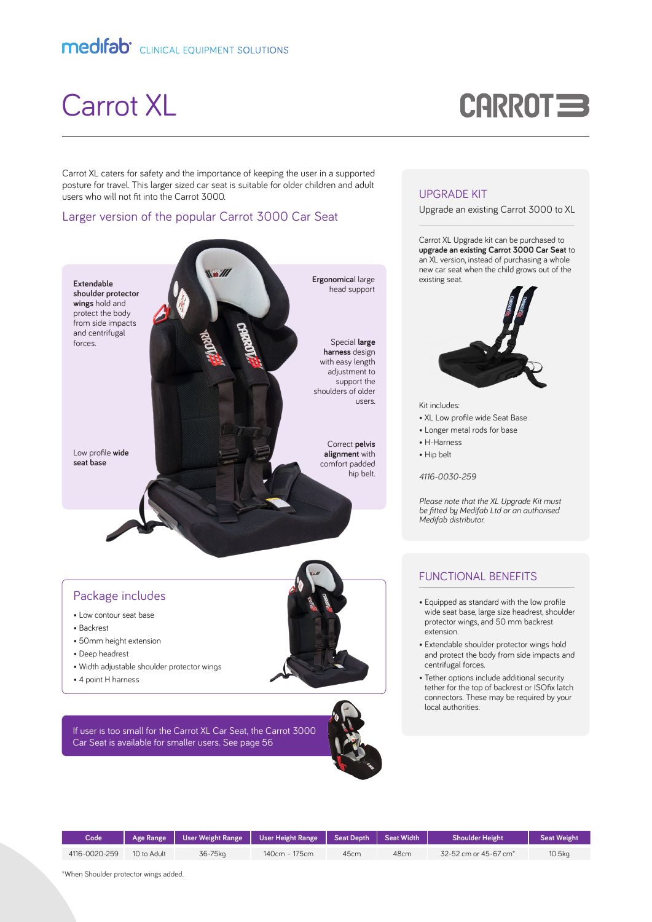medifab CLINICAL EQUIPMENT SOLUTIONS

# Carrot XL

CARROT 3

Carrot XL caters for safety and the importance of keeping the user in a supported posture for travel. This larger sized car seat is suitable for older children and adult users who will not fit into the Carrot 3000.

## Larger version of the popular Carrot 3000 Car Seat

**Extendable shoulder protector wings** hold and protect the body from side impacts and centrifugal forces.

**Ergonomical** large head support

Special **large harness** design with easy length adjustment to support the shoulders of older users.

Low profile **wide seat base**

Correct **pelvis alignment** with comfort padded hip belt.

## Package includes

- Low contour seat base
- Backrest
- 50mm height extension
- Deep headrest
- Width adjustable shoulder protector wings
- 4 point H harness

If user is too small for the Carrot XL Car Seat, the Carrot 3000 Car Seat is available for smaller users. See page 56

## UPGRADE KIT

Upgrade an existing Carrot 3000 to XL

Carrot XL Upgrade kit can be purchased to **upgrade an existing Carrot 3000 Car Seat** to an XL version, instead of purchasing a whole new car seat when the child grows out of the existing seat.

Kit includes:

- XL Low profile wide Seat Base
- Longer metal rods for base
- H-Harness
- Hip belt

*4116-0030-259*

*Please note that the XL Upgrade Kit must be fitted by Medifab Ltd or an authorised Medifab distributor.*

## FUNCTIONAL BENEFITS

- Equipped as standard with the low profile wide seat base, large size headrest, shoulder protector wings, and 50 mm backrest extension.
- Extendable shoulder protector wings hold and protect the body from side impacts and centrifugal forces.
- Tether options include additional security tether for the top of backrest or ISOfix latch connectors. These may be required by your local authorities.

| Code | Age Range | User Weight Range | User Height Range | Seat Depth | Seat Width | Shoulder Height | Seat Weight |
|---|---|---|---|---|---|---|---|
| 4116-0020-259 | 10 to Adult | 36-75kg | 140cm - 175cm | 45cm | 48cm | 32-52 cm or 45-67 cm* | 10.5kg |

*When Shoulder protector wings added.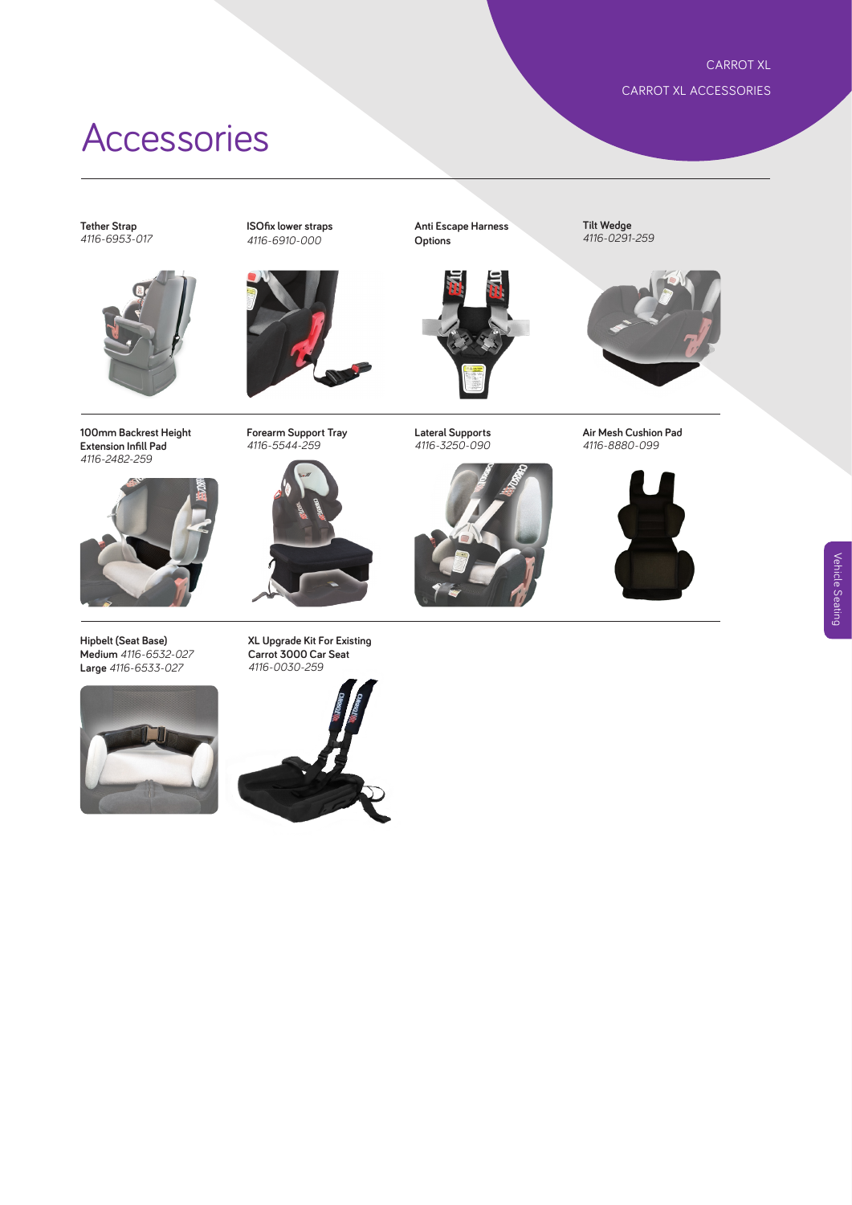# Accessories

**Tether Strap**
*4116-6953-017*

**ISOfix lower straps**
*4116-6910-000*

**Anti Escape Harness Options**

**Tilt Wedge**
*4116-0291-259*

**100mm Backrest Height Extension Infill Pad**
*4116-2482-259*

**Forearm Support Tray**
*4116-5544-259*

**Lateral Supports**
*4116-3250-090*

**Air Mesh Cushion Pad**
*4116-8880-099*

**Hipbelt (Seat Base)**
**Medium** *4116-6532-027*
**Large** *4116-6533-027*

**XL Upgrade Kit For Existing Carrot 3000 Car Seat**
*4116-0030-259*